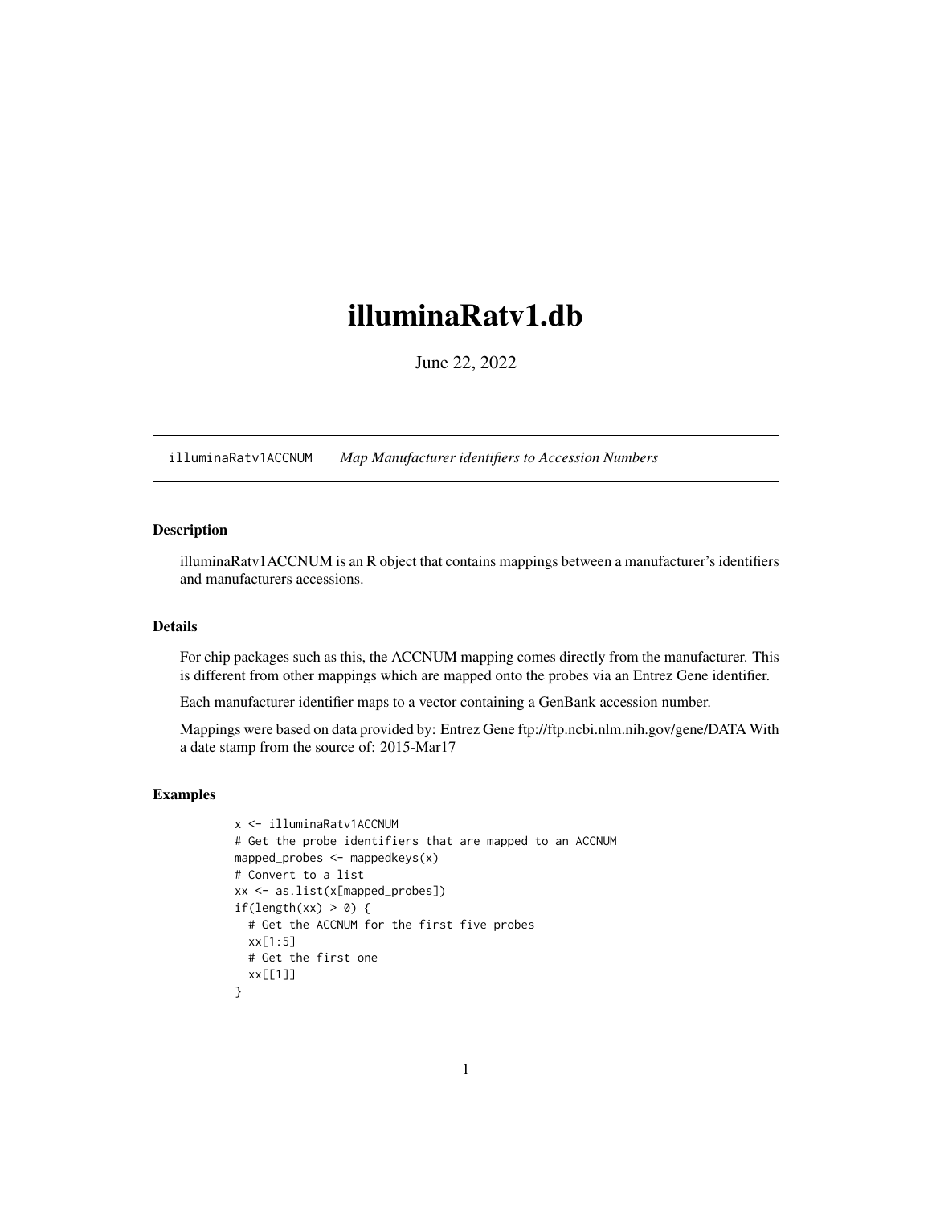# illuminaRatv1.db

June 22, 2022

illuminaRatv1ACCNUM *Map Manufacturer identifiers to Accession Numbers*

### Description

illuminaRatv1ACCNUM is an R object that contains mappings between a manufacturer's identifiers and manufacturers accessions.

### Details

For chip packages such as this, the ACCNUM mapping comes directly from the manufacturer. This is different from other mappings which are mapped onto the probes via an Entrez Gene identifier.

Each manufacturer identifier maps to a vector containing a GenBank accession number.

Mappings were based on data provided by: Entrez Gene ftp://ftp.ncbi.nlm.nih.gov/gene/DATA With a date stamp from the source of: 2015-Mar17

### Examples

```
x <- illuminaRatv1ACCNUM
# Get the probe identifiers that are mapped to an ACCNUM
mapped_probes <- mappedkeys(x)
# Convert to a list
xx <- as.list(x[mapped_probes])
if(length(xx) > 0) {
  # Get the ACCNUM for the first five probes
  xx[1:5]
  # Get the first one
  xx[[1]]
}
```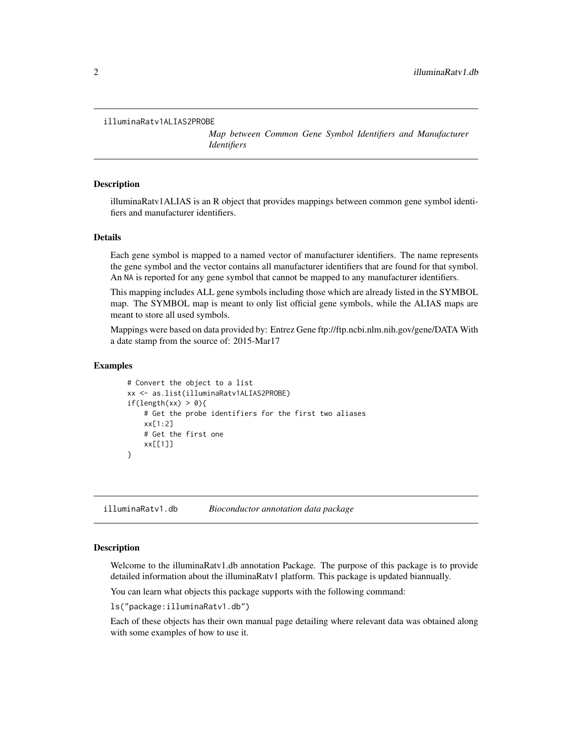## illuminaRatv1ALIAS2PROBE

*Map between Common Gene Symbol Identifiers and Manufacturer Identifiers*

### Description

illuminaRatv1ALIAS is an R object that provides mappings between common gene symbol identifiers and manufacturer identifiers.

### Details

Each gene symbol is mapped to a named vector of manufacturer identifiers. The name represents the gene symbol and the vector contains all manufacturer identifiers that are found for that symbol. An NA is reported for any gene symbol that cannot be mapped to any manufacturer identifiers.

This mapping includes ALL gene symbols including those which are already listed in the SYMBOL map. The SYMBOL map is meant to only list official gene symbols, while the ALIAS maps are meant to store all used symbols.

Mappings were based on data provided by: Entrez Gene ftp://ftp.ncbi.nlm.nih.gov/gene/DATA With a date stamp from the source of: 2015-Mar17

### Examples

```
# Convert the object to a list
xx <- as.list(illuminaRatv1ALIAS2PROBE)
if(length(xx) > 0){
    # Get the probe identifiers for the first two aliases
    xx[1:2]
    # Get the first one
    xx[[1]]
}
```

## illuminaRatv1.db

*Bioconductor annotation data package*

### Description

Welcome to the illuminaRatv1.db annotation Package. The purpose of this package is to provide detailed information about the illuminaRatv1 platform. This package is updated biannually.

You can learn what objects this package supports with the following command:

`ls("package:illuminaRatv1.db")`

Each of these objects has their own manual page detailing where relevant data was obtained along with some examples of how to use it.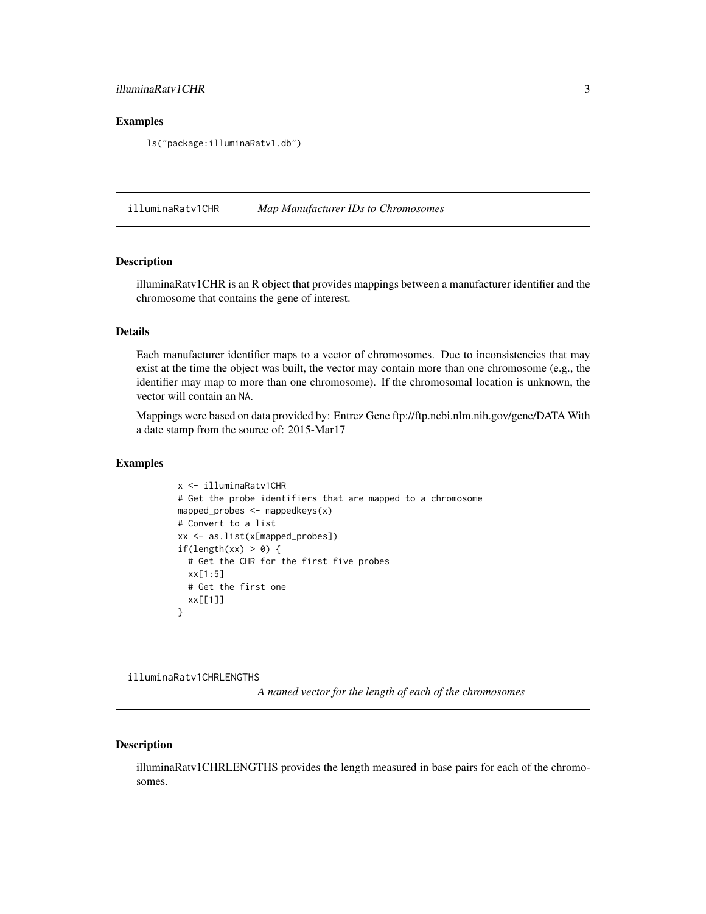### Examples

```
ls("package:illuminaRatv1.db")
```

## illuminaRatv1CHR *Map Manufacturer IDs to Chromosomes*

### Description

illuminaRatv1CHR is an R object that provides mappings between a manufacturer identifier and the chromosome that contains the gene of interest.

### Details

Each manufacturer identifier maps to a vector of chromosomes. Due to inconsistencies that may exist at the time the object was built, the vector may contain more than one chromosome (e.g., the identifier may map to more than one chromosome). If the chromosomal location is unknown, the vector will contain an NA.

Mappings were based on data provided by: Entrez Gene ftp://ftp.ncbi.nlm.nih.gov/gene/DATA With a date stamp from the source of: 2015-Mar17

### Examples

```
x <- illuminaRatv1CHR
# Get the probe identifiers that are mapped to a chromosome
mapped_probes <- mappedkeys(x)
# Convert to a list
xx <- as.list(x[mapped_probes])
if(length(xx) > 0) {
  # Get the CHR for the first five probes
  xx[1:5]
  # Get the first one
  xx[[1]]
}
```

## illuminaRatv1CHRLENGTHS *A named vector for the length of each of the chromosomes*

### Description

illuminaRatv1CHRLENGTHS provides the length measured in base pairs for each of the chromosomes.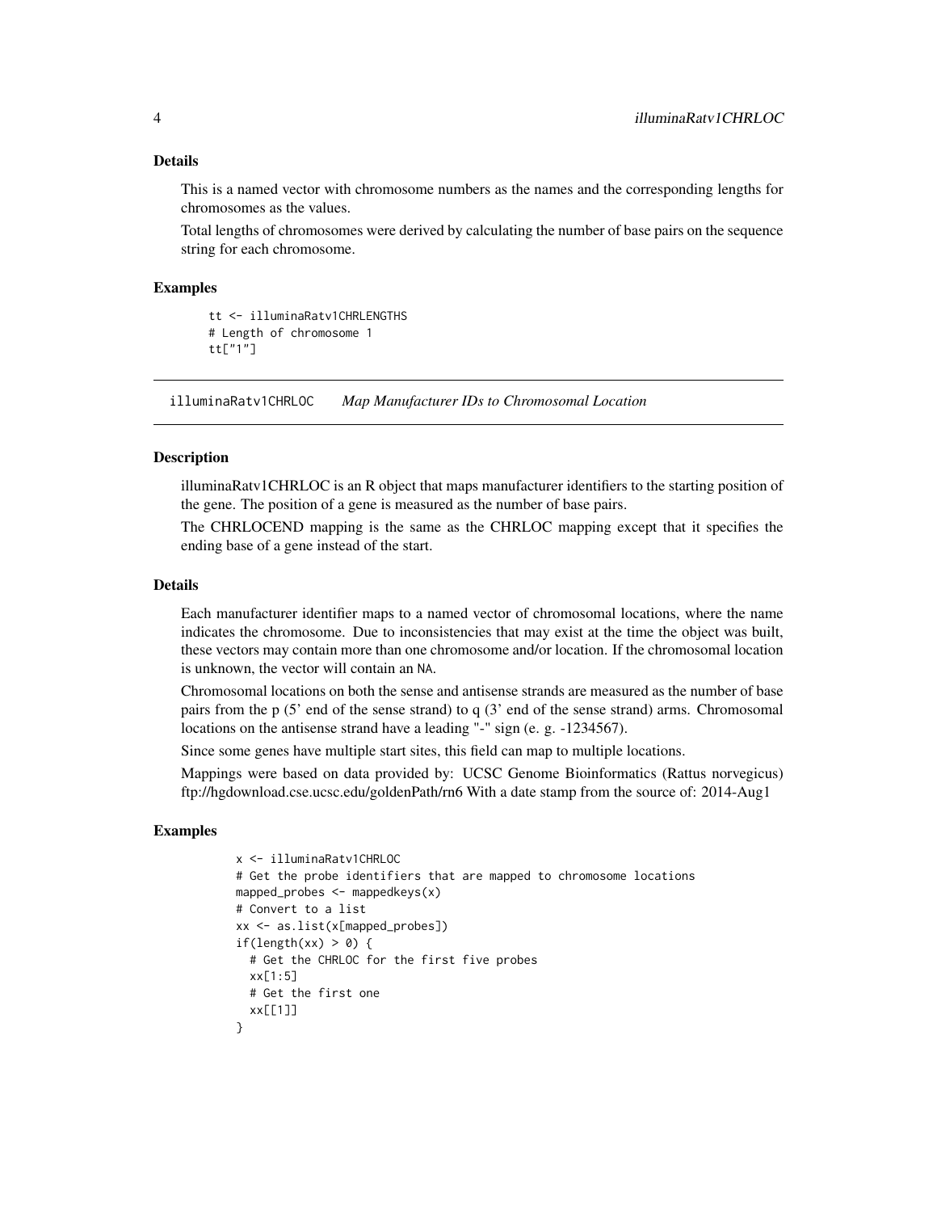## Details

This is a named vector with chromosome numbers as the names and the corresponding lengths for chromosomes as the values.

Total lengths of chromosomes were derived by calculating the number of base pairs on the sequence string for each chromosome.

## Examples

```
tt <- illuminaRatv1CHRLENGTHS
# Length of chromosome 1
tt["1"]
```

---

# illuminaRatv1CHRLOC *Map Manufacturer IDs to Chromosomal Location*

## Description

illuminaRatv1CHRLOC is an R object that maps manufacturer identifiers to the starting position of the gene. The position of a gene is measured as the number of base pairs.

The CHRLOCEND mapping is the same as the CHRLOC mapping except that it specifies the ending base of a gene instead of the start.

## Details

Each manufacturer identifier maps to a named vector of chromosomal locations, where the name indicates the chromosome. Due to inconsistencies that may exist at the time the object was built, these vectors may contain more than one chromosome and/or location. If the chromosomal location is unknown, the vector will contain an NA.

Chromosomal locations on both the sense and antisense strands are measured as the number of base pairs from the p (5' end of the sense strand) to q (3' end of the sense strand) arms. Chromosomal locations on the antisense strand have a leading "-" sign (e. g. -1234567).

Since some genes have multiple start sites, this field can map to multiple locations.

Mappings were based on data provided by: UCSC Genome Bioinformatics (Rattus norvegicus) ftp://hgdownload.cse.ucsc.edu/goldenPath/rn6 With a date stamp from the source of: 2014-Aug1

## Examples

```
x <- illuminaRatv1CHRLOC
# Get the probe identifiers that are mapped to chromosome locations
mapped_probes <- mappedkeys(x)
# Convert to a list
xx <- as.list(x[mapped_probes])
if(length(xx) > 0) {
  # Get the CHRLOC for the first five probes
  xx[1:5]
  # Get the first one
  xx[[1]]
}
```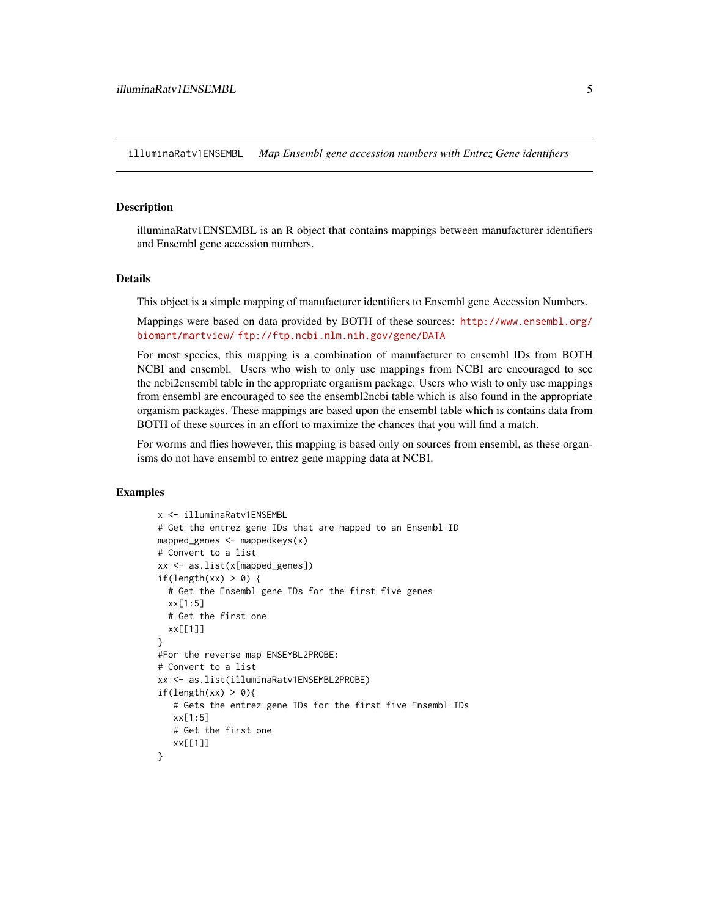illuminaRatv1ENSEMBL    *Map Ensembl gene accession numbers with Entrez Gene identifiers*

## Description

illuminaRatv1ENSEMBL is an R object that contains mappings between manufacturer identifiers and Ensembl gene accession numbers.

## Details

This object is a simple mapping of manufacturer identifiers to Ensembl gene Accession Numbers.

Mappings were based on data provided by BOTH of these sources: http://www.ensembl.org/biomart/martview/ ftp://ftp.ncbi.nlm.nih.gov/gene/DATA

For most species, this mapping is a combination of manufacturer to ensembl IDs from BOTH NCBI and ensembl. Users who wish to only use mappings from NCBI are encouraged to see the ncbi2ensembl table in the appropriate organism package. Users who wish to only use mappings from ensembl are encouraged to see the ensembl2ncbi table which is also found in the appropriate organism packages. These mappings are based upon the ensembl table which is contains data from BOTH of these sources in an effort to maximize the chances that you will find a match.

For worms and flies however, this mapping is based only on sources from ensembl, as these organisms do not have ensembl to entrez gene mapping data at NCBI.

## Examples

```
x <- illuminaRatv1ENSEMBL
# Get the entrez gene IDs that are mapped to an Ensembl ID
mapped_genes <- mappedkeys(x)
# Convert to a list
xx <- as.list(x[mapped_genes])
if(length(xx) > 0) {
  # Get the Ensembl gene IDs for the first five genes
  xx[1:5]
  # Get the first one
  xx[[1]]
}
#For the reverse map ENSEMBL2PROBE:
# Convert to a list
xx <- as.list(illuminaRatv1ENSEMBL2PROBE)
if(length(xx) > 0){
   # Gets the entrez gene IDs for the first five Ensembl IDs
   xx[1:5]
   # Get the first one
   xx[[1]]
}
```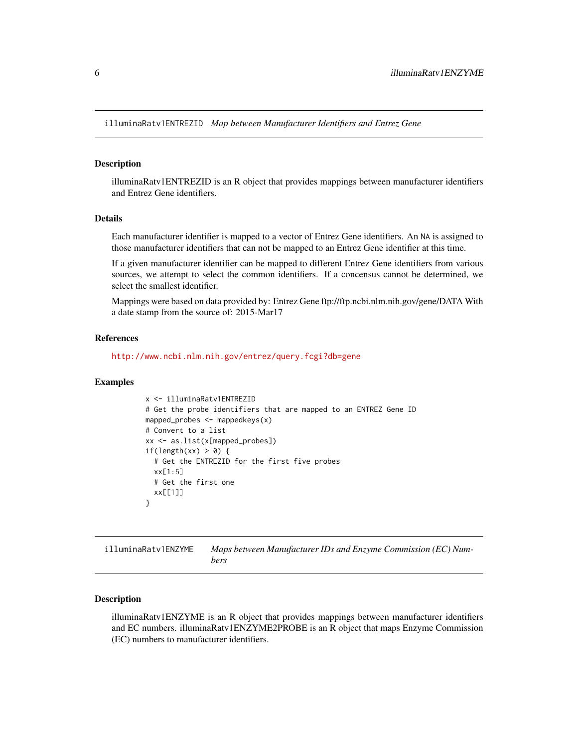## illuminaRatv1ENTREZID *Map between Manufacturer Identifiers and Entrez Gene*

### Description

illuminaRatv1ENTREZID is an R object that provides mappings between manufacturer identifiers and Entrez Gene identifiers.

### Details

Each manufacturer identifier is mapped to a vector of Entrez Gene identifiers. An NA is assigned to those manufacturer identifiers that can not be mapped to an Entrez Gene identifier at this time.

If a given manufacturer identifier can be mapped to different Entrez Gene identifiers from various sources, we attempt to select the common identifiers. If a concensus cannot be determined, we select the smallest identifier.

Mappings were based on data provided by: Entrez Gene ftp://ftp.ncbi.nlm.nih.gov/gene/DATA With a date stamp from the source of: 2015-Mar17

### References

http://www.ncbi.nlm.nih.gov/entrez/query.fcgi?db=gene

### Examples

```
x <- illuminaRatv1ENTREZID
# Get the probe identifiers that are mapped to an ENTREZ Gene ID
mapped_probes <- mappedkeys(x)
# Convert to a list
xx <- as.list(x[mapped_probes])
if(length(xx) > 0) {
  # Get the ENTREZID for the first five probes
  xx[1:5]
  # Get the first one
  xx[[1]]
}
```

## illuminaRatv1ENZYME *Maps between Manufacturer IDs and Enzyme Commission (EC) Numbers*

### Description

illuminaRatv1ENZYME is an R object that provides mappings between manufacturer identifiers and EC numbers. illuminaRatv1ENZYME2PROBE is an R object that maps Enzyme Commission (EC) numbers to manufacturer identifiers.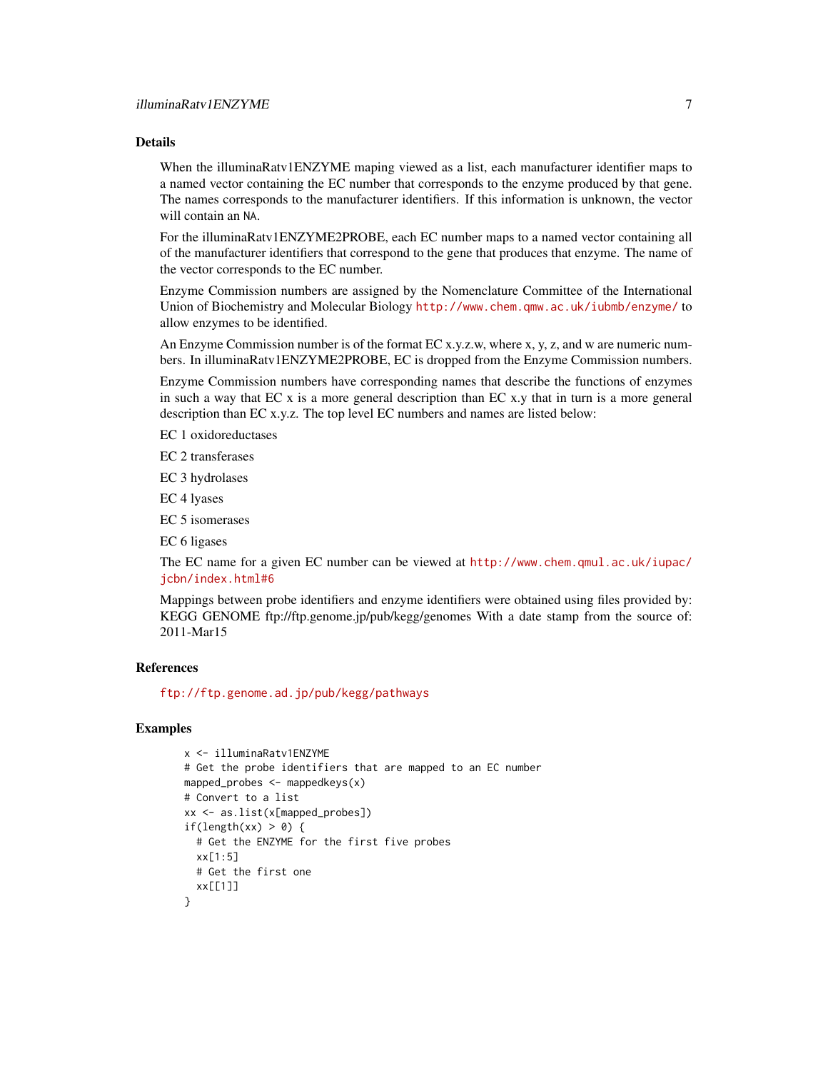## Details

When the illuminaRatv1ENZYME maping viewed as a list, each manufacturer identifier maps to a named vector containing the EC number that corresponds to the enzyme produced by that gene. The names corresponds to the manufacturer identifiers. If this information is unknown, the vector will contain an NA.

For the illuminaRatv1ENZYME2PROBE, each EC number maps to a named vector containing all of the manufacturer identifiers that correspond to the gene that produces that enzyme. The name of the vector corresponds to the EC number.

Enzyme Commission numbers are assigned by the Nomenclature Committee of the International Union of Biochemistry and Molecular Biology http://www.chem.qmw.ac.uk/iubmb/enzyme/ to allow enzymes to be identified.

An Enzyme Commission number is of the format EC x.y.z.w, where x, y, z, and w are numeric numbers. In illuminaRatv1ENZYME2PROBE, EC is dropped from the Enzyme Commission numbers.

Enzyme Commission numbers have corresponding names that describe the functions of enzymes in such a way that EC x is a more general description than EC x.y that in turn is a more general description than EC x.y.z. The top level EC numbers and names are listed below:

EC 1 oxidoreductases

EC 2 transferases

EC 3 hydrolases

EC 4 lyases

EC 5 isomerases

EC 6 ligases

The EC name for a given EC number can be viewed at http://www.chem.qmul.ac.uk/iupac/jcbn/index.html#6

Mappings between probe identifiers and enzyme identifiers were obtained using files provided by: KEGG GENOME ftp://ftp.genome.jp/pub/kegg/genomes With a date stamp from the source of: 2011-Mar15

## References

ftp://ftp.genome.ad.jp/pub/kegg/pathways

## Examples

```
x <- illuminaRatv1ENZYME
# Get the probe identifiers that are mapped to an EC number
mapped_probes <- mappedkeys(x)
# Convert to a list
xx <- as.list(x[mapped_probes])
if(length(xx) > 0) {
  # Get the ENZYME for the first five probes
  xx[1:5]
  # Get the first one
  xx[[1]]
}
```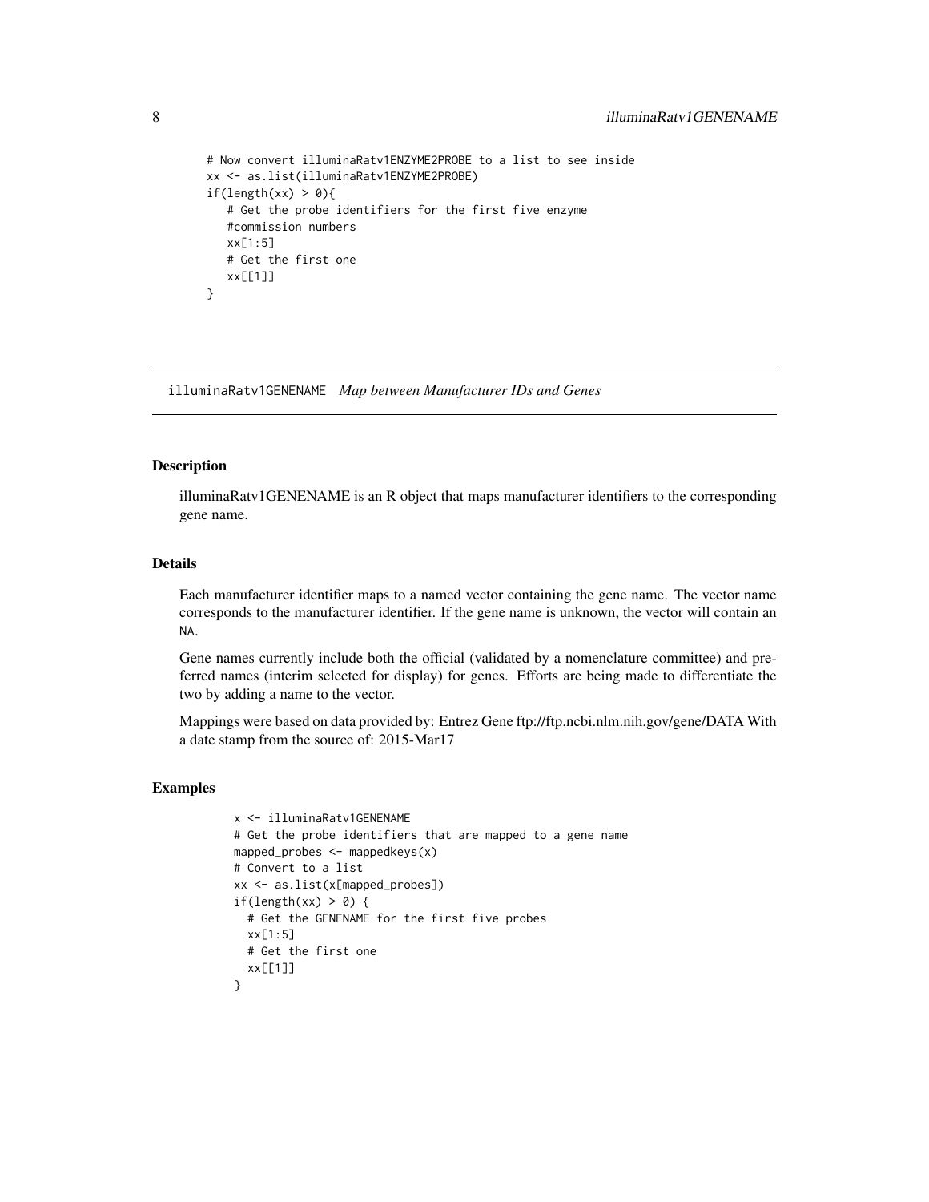```
# Now convert illuminaRatv1ENZYME2PROBE to a list to see inside
xx <- as.list(illuminaRatv1ENZYME2PROBE)
if(length(xx) > 0){
   # Get the probe identifiers for the first five enzyme
   #commission numbers
   xx[1:5]
   # Get the first one
   xx[[1]]
}
```

---

## illuminaRatv1GENENAME    *Map between Manufacturer IDs and Genes*

---

### Description

illuminaRatv1GENENAME is an R object that maps manufacturer identifiers to the corresponding gene name.

### Details

Each manufacturer identifier maps to a named vector containing the gene name. The vector name corresponds to the manufacturer identifier. If the gene name is unknown, the vector will contain an NA.

Gene names currently include both the official (validated by a nomenclature committee) and preferred names (interim selected for display) for genes. Efforts are being made to differentiate the two by adding a name to the vector.

Mappings were based on data provided by: Entrez Gene ftp://ftp.ncbi.nlm.nih.gov/gene/DATA With a date stamp from the source of: 2015-Mar17

### Examples

```
x <- illuminaRatv1GENENAME
# Get the probe identifiers that are mapped to a gene name
mapped_probes <- mappedkeys(x)
# Convert to a list
xx <- as.list(x[mapped_probes])
if(length(xx) > 0) {
  # Get the GENENAME for the first five probes
  xx[1:5]
  # Get the first one
  xx[[1]]
}
```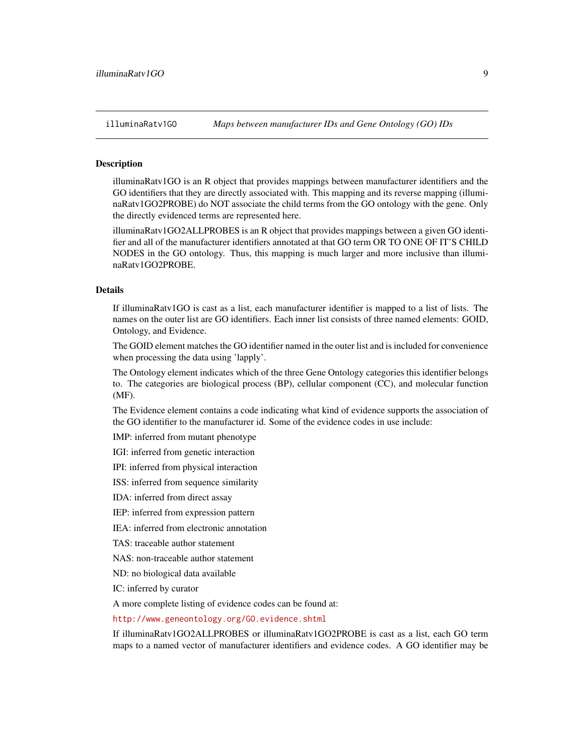## illuminaRatv1GO — *Maps between manufacturer IDs and Gene Ontology (GO) IDs*

### Description

illuminaRatv1GO is an R object that provides mappings between manufacturer identifiers and the GO identifiers that they are directly associated with. This mapping and its reverse mapping (illuminaRatv1GO2PROBE) do NOT associate the child terms from the GO ontology with the gene. Only the directly evidenced terms are represented here.

illuminaRatv1GO2ALLPROBES is an R object that provides mappings between a given GO identifier and all of the manufacturer identifiers annotated at that GO term OR TO ONE OF IT'S CHILD NODES in the GO ontology. Thus, this mapping is much larger and more inclusive than illuminaRatv1GO2PROBE.

### Details

If illuminaRatv1GO is cast as a list, each manufacturer identifier is mapped to a list of lists. The names on the outer list are GO identifiers. Each inner list consists of three named elements: GOID, Ontology, and Evidence.

The GOID element matches the GO identifier named in the outer list and is included for convenience when processing the data using 'lapply'.

The Ontology element indicates which of the three Gene Ontology categories this identifier belongs to. The categories are biological process (BP), cellular component (CC), and molecular function (MF).

The Evidence element contains a code indicating what kind of evidence supports the association of the GO identifier to the manufacturer id. Some of the evidence codes in use include:

IMP: inferred from mutant phenotype

IGI: inferred from genetic interaction

IPI: inferred from physical interaction

ISS: inferred from sequence similarity

IDA: inferred from direct assay

IEP: inferred from expression pattern

IEA: inferred from electronic annotation

TAS: traceable author statement

NAS: non-traceable author statement

ND: no biological data available

IC: inferred by curator

A more complete listing of evidence codes can be found at:

http://www.geneontology.org/GO.evidence.shtml

If illuminaRatv1GO2ALLPROBES or illuminaRatv1GO2PROBE is cast as a list, each GO term maps to a named vector of manufacturer identifiers and evidence codes. A GO identifier may be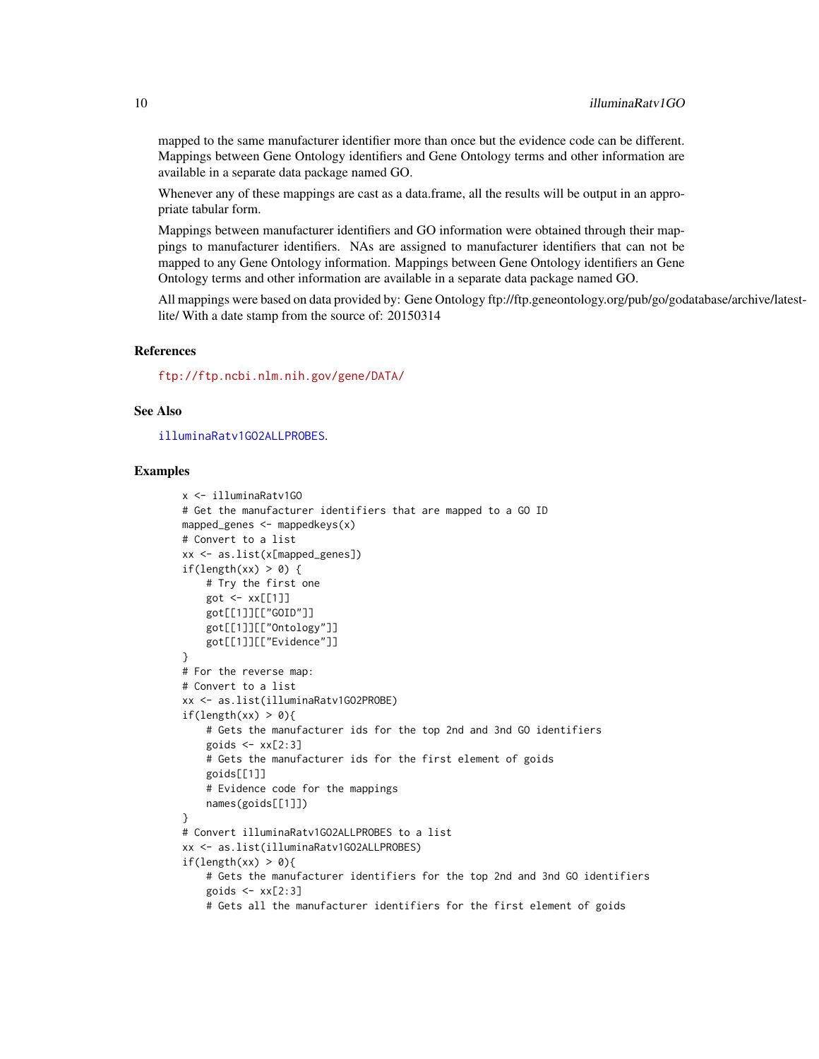mapped to the same manufacturer identifier more than once but the evidence code can be different. Mappings between Gene Ontology identifiers and Gene Ontology terms and other information are available in a separate data package named GO.

Whenever any of these mappings are cast as a data.frame, all the results will be output in an appropriate tabular form.

Mappings between manufacturer identifiers and GO information were obtained through their mappings to manufacturer identifiers. NAs are assigned to manufacturer identifiers that can not be mapped to any Gene Ontology information. Mappings between Gene Ontology identifiers an Gene Ontology terms and other information are available in a separate data package named GO.

All mappings were based on data provided by: Gene Ontology ftp://ftp.geneontology.org/pub/go/godatabase/archive/latest-lite/ With a date stamp from the source of: 20150314

## References

ftp://ftp.ncbi.nlm.nih.gov/gene/DATA/

## See Also

illuminaRatv1GO2ALLPROBES.

## Examples

```
x <- illuminaRatv1GO
# Get the manufacturer identifiers that are mapped to a GO ID
mapped_genes <- mappedkeys(x)
# Convert to a list
xx <- as.list(x[mapped_genes])
if(length(xx) > 0) {
    # Try the first one
    got <- xx[[1]]
    got[[1]][["GOID"]]
    got[[1]][["Ontology"]]
    got[[1]][["Evidence"]]
}
# For the reverse map:
# Convert to a list
xx <- as.list(illuminaRatv1GO2PROBE)
if(length(xx) > 0){
    # Gets the manufacturer ids for the top 2nd and 3nd GO identifiers
    goids <- xx[2:3]
    # Gets the manufacturer ids for the first element of goids
    goids[[1]]
    # Evidence code for the mappings
    names(goids[[1]])
}
# Convert illuminaRatv1GO2ALLPROBES to a list
xx <- as.list(illuminaRatv1GO2ALLPROBES)
if(length(xx) > 0){
    # Gets the manufacturer identifiers for the top 2nd and 3nd GO identifiers
    goids <- xx[2:3]
    # Gets all the manufacturer identifiers for the first element of goids
```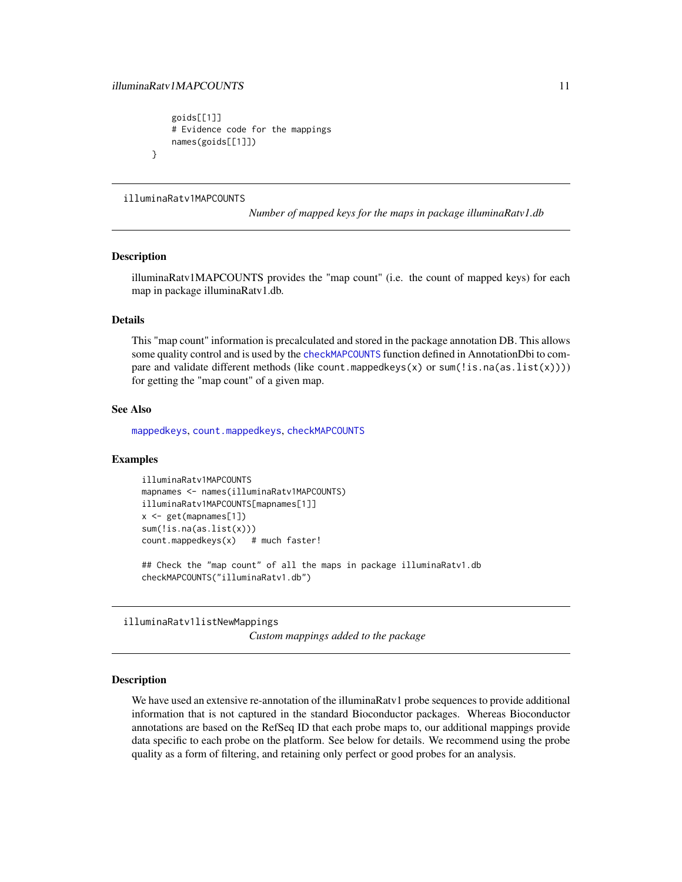```
    goids[[1]]
    # Evidence code for the mappings
    names(goids[[1]])
}
```

## illuminaRatv1MAPCOUNTS

*Number of mapped keys for the maps in package illuminaRatv1.db*

### Description

illuminaRatv1MAPCOUNTS provides the "map count" (i.e. the count of mapped keys) for each map in package illuminaRatv1.db.

### Details

This "map count" information is precalculated and stored in the package annotation DB. This allows some quality control and is used by the `checkMAPCOUNTS` function defined in AnnotationDbi to compare and validate different methods (like `count.mappedkeys(x)` or `sum(!is.na(as.list(x)))`) for getting the "map count" of a given map.

### See Also

`mappedkeys`, `count.mappedkeys`, `checkMAPCOUNTS`

### Examples

```
illuminaRatv1MAPCOUNTS
mapnames <- names(illuminaRatv1MAPCOUNTS)
illuminaRatv1MAPCOUNTS[mapnames[1]]
x <- get(mapnames[1])
sum(!is.na(as.list(x)))
count.mappedkeys(x)   # much faster!

## Check the "map count" of all the maps in package illuminaRatv1.db
checkMAPCOUNTS("illuminaRatv1.db")
```

## illuminaRatv1listNewMappings

*Custom mappings added to the package*

### Description

We have used an extensive re-annotation of the illuminaRatv1 probe sequences to provide additional information that is not captured in the standard Bioconductor packages. Whereas Bioconductor annotations are based on the RefSeq ID that each probe maps to, our additional mappings provide data specific to each probe on the platform. See below for details. We recommend using the probe quality as a form of filtering, and retaining only perfect or good probes for an analysis.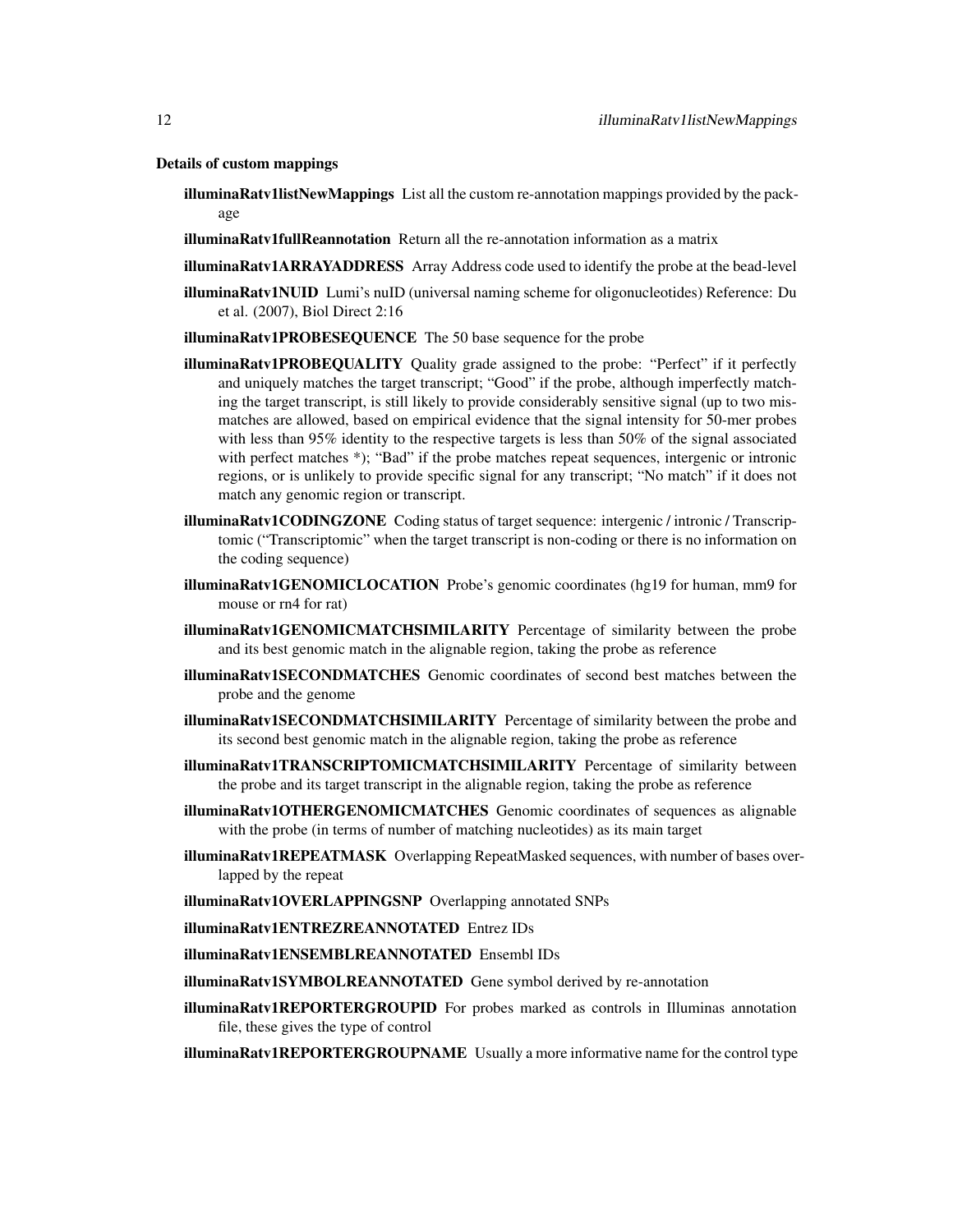### Details of custom mappings

**illuminaRatv1listNewMappings** List all the custom re-annotation mappings provided by the package

**illuminaRatv1fullReannotation** Return all the re-annotation information as a matrix

**illuminaRatv1ARRAYADDRESS** Array Address code used to identify the probe at the bead-level

**illuminaRatv1NUID** Lumi's nuID (universal naming scheme for oligonucleotides) Reference: Du et al. (2007), Biol Direct 2:16

**illuminaRatv1PROBESEQUENCE** The 50 base sequence for the probe

**illuminaRatv1PROBEQUALITY** Quality grade assigned to the probe: "Perfect" if it perfectly and uniquely matches the target transcript; "Good" if the probe, although imperfectly matching the target transcript, is still likely to provide considerably sensitive signal (up to two mismatches are allowed, based on empirical evidence that the signal intensity for 50-mer probes with less than 95% identity to the respective targets is less than 50% of the signal associated with perfect matches *); "Bad" if the probe matches repeat sequences, intergenic or intronic regions, or is unlikely to provide specific signal for any transcript; "No match" if it does not match any genomic region or transcript.

**illuminaRatv1CODINGZONE** Coding status of target sequence: intergenic / intronic / Transcriptomic ("Transcriptomic" when the target transcript is non-coding or there is no information on the coding sequence)

**illuminaRatv1GENOMICLOCATION** Probe's genomic coordinates (hg19 for human, mm9 for mouse or rn4 for rat)

**illuminaRatv1GENOMICMATCHSIMILARITY** Percentage of similarity between the probe and its best genomic match in the alignable region, taking the probe as reference

**illuminaRatv1SECONDMATCHES** Genomic coordinates of second best matches between the probe and the genome

**illuminaRatv1SECONDMATCHSIMILARITY** Percentage of similarity between the probe and its second best genomic match in the alignable region, taking the probe as reference

**illuminaRatv1TRANSCRIPTOMICMATCHSIMILARITY** Percentage of similarity between the probe and its target transcript in the alignable region, taking the probe as reference

**illuminaRatv1OTHERGENOMICMATCHES** Genomic coordinates of sequences as alignable with the probe (in terms of number of matching nucleotides) as its main target

**illuminaRatv1REPEATMASK** Overlapping RepeatMasked sequences, with number of bases overlapped by the repeat

**illuminaRatv1OVERLAPPINGSNP** Overlapping annotated SNPs

**illuminaRatv1ENTREZREANNOTATED** Entrez IDs

**illuminaRatv1ENSEMBLREANNOTATED** Ensembl IDs

**illuminaRatv1SYMBOLREANNOTATED** Gene symbol derived by re-annotation

**illuminaRatv1REPORTERGROUPID** For probes marked as controls in Illuminas annotation file, these gives the type of control

**illuminaRatv1REPORTERGROUPNAME** Usually a more informative name for the control type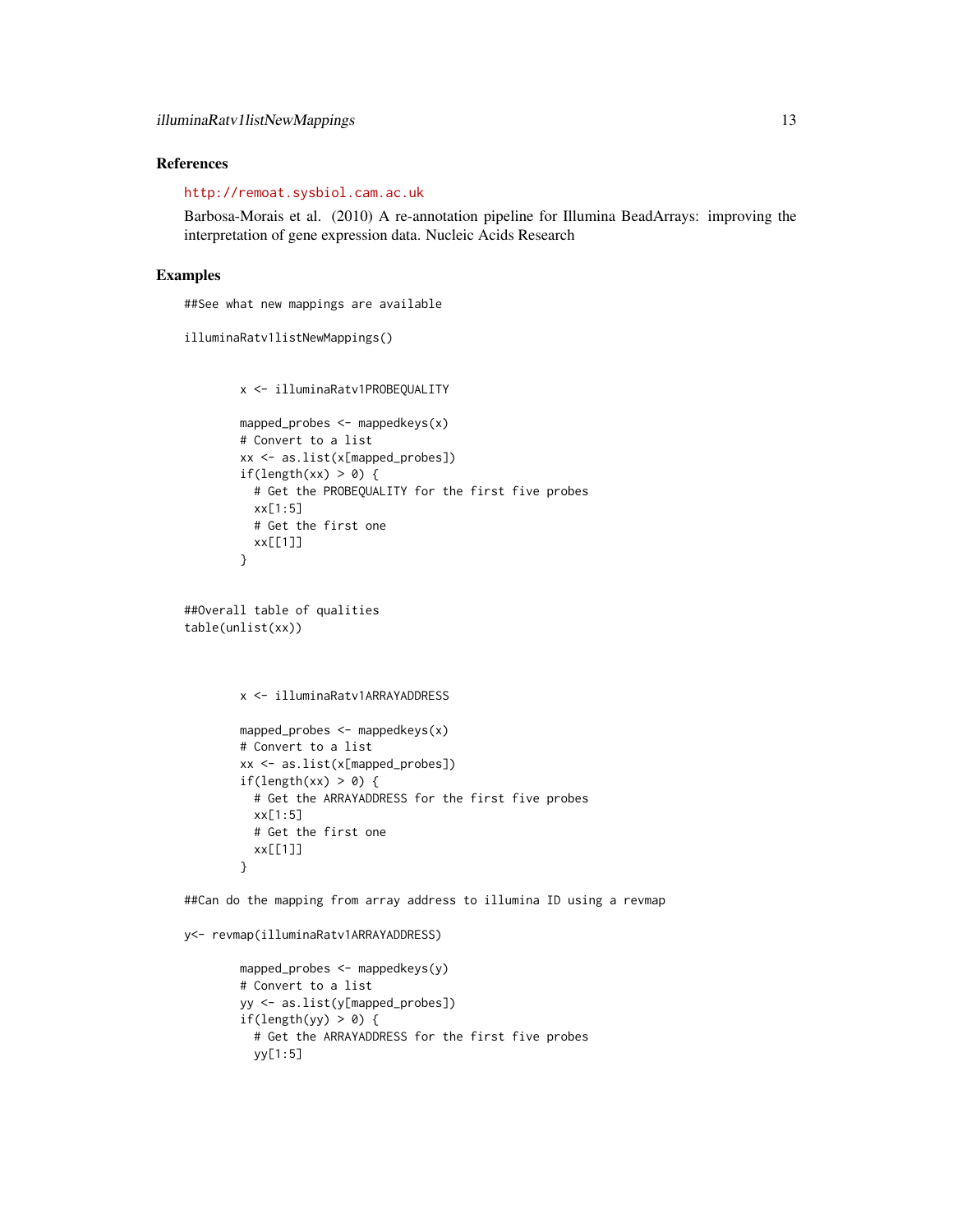### References

http://remoat.sysbiol.cam.ac.uk

Barbosa-Morais et al. (2010) A re-annotation pipeline for Illumina BeadArrays: improving the interpretation of gene expression data. Nucleic Acids Research

### Examples

```
##See what new mappings are available

illuminaRatv1listNewMappings()


        x <- illuminaRatv1PROBEQUALITY

        mapped_probes <- mappedkeys(x)
        # Convert to a list
        xx <- as.list(x[mapped_probes])
        if(length(xx) > 0) {
          # Get the PROBEQUALITY for the first five probes
          xx[1:5]
          # Get the first one
          xx[[1]]
        }


##Overall table of qualities
table(unlist(xx))



        x <- illuminaRatv1ARRAYADDRESS

        mapped_probes <- mappedkeys(x)
        # Convert to a list
        xx <- as.list(x[mapped_probes])
        if(length(xx) > 0) {
          # Get the ARRAYADDRESS for the first five probes
          xx[1:5]
          # Get the first one
          xx[[1]]
        }

##Can do the mapping from array address to illumina ID using a revmap

y<- revmap(illuminaRatv1ARRAYADDRESS)

        mapped_probes <- mappedkeys(y)
        # Convert to a list
        yy <- as.list(y[mapped_probes])
        if(length(yy) > 0) {
          # Get the ARRAYADDRESS for the first five probes
          yy[1:5]
```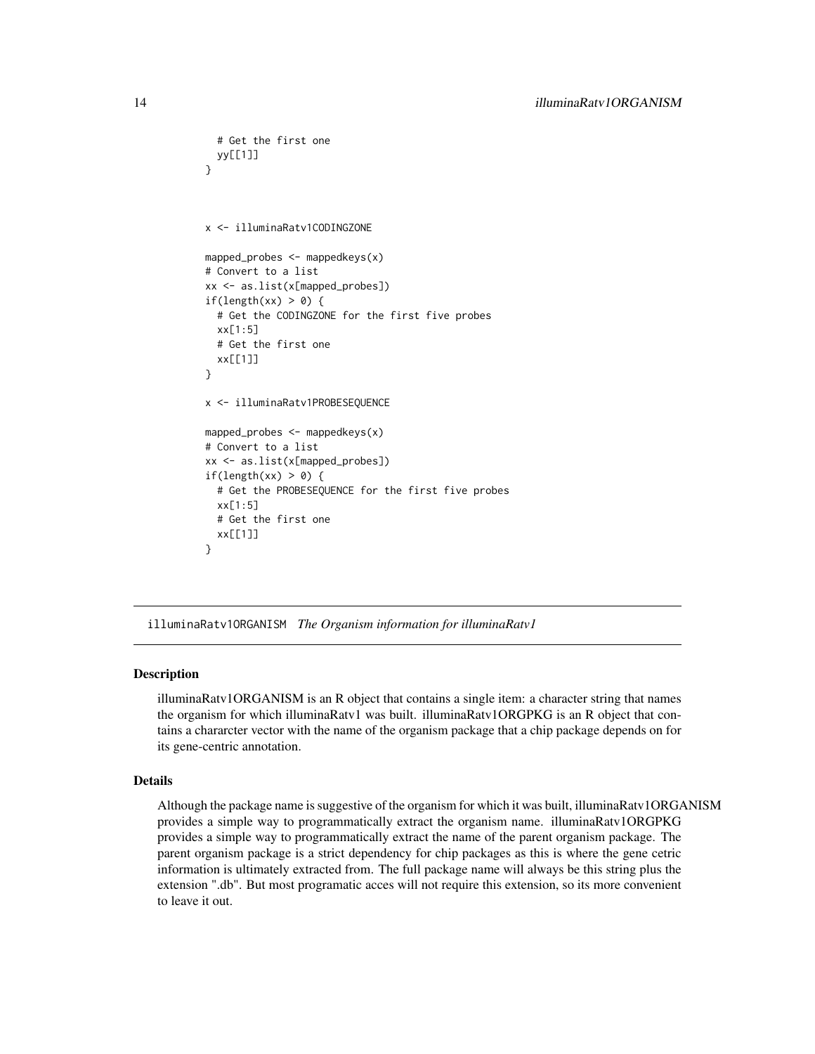```
  # Get the first one
  yy[[1]]
}



x <- illuminaRatv1CODINGZONE

mapped_probes <- mappedkeys(x)
# Convert to a list
xx <- as.list(x[mapped_probes])
if(length(xx) > 0) {
  # Get the CODINGZONE for the first five probes
  xx[1:5]
  # Get the first one
  xx[[1]]
}

x <- illuminaRatv1PROBESEQUENCE

mapped_probes <- mappedkeys(x)
# Convert to a list
xx <- as.list(x[mapped_probes])
if(length(xx) > 0) {
  # Get the PROBESEQUENCE for the first five probes
  xx[1:5]
  # Get the first one
  xx[[1]]
}
```

---

illuminaRatv1ORGANISM *The Organism information for illuminaRatv1*

---

### Description

illuminaRatv1ORGANISM is an R object that contains a single item: a character string that names the organism for which illuminaRatv1 was built. illuminaRatv1ORGPKG is an R object that contains a chararcter vector with the name of the organism package that a chip package depends on for its gene-centric annotation.

### Details

Although the package name is suggestive of the organism for which it was built, illuminaRatv1ORGANISM provides a simple way to programmatically extract the organism name. illuminaRatv1ORGPKG provides a simple way to programmatically extract the name of the parent organism package. The parent organism package is a strict dependency for chip packages as this is where the gene cetric information is ultimately extracted from. The full package name will always be this string plus the extension ".db". But most programatic acces will not require this extension, so its more convenient to leave it out.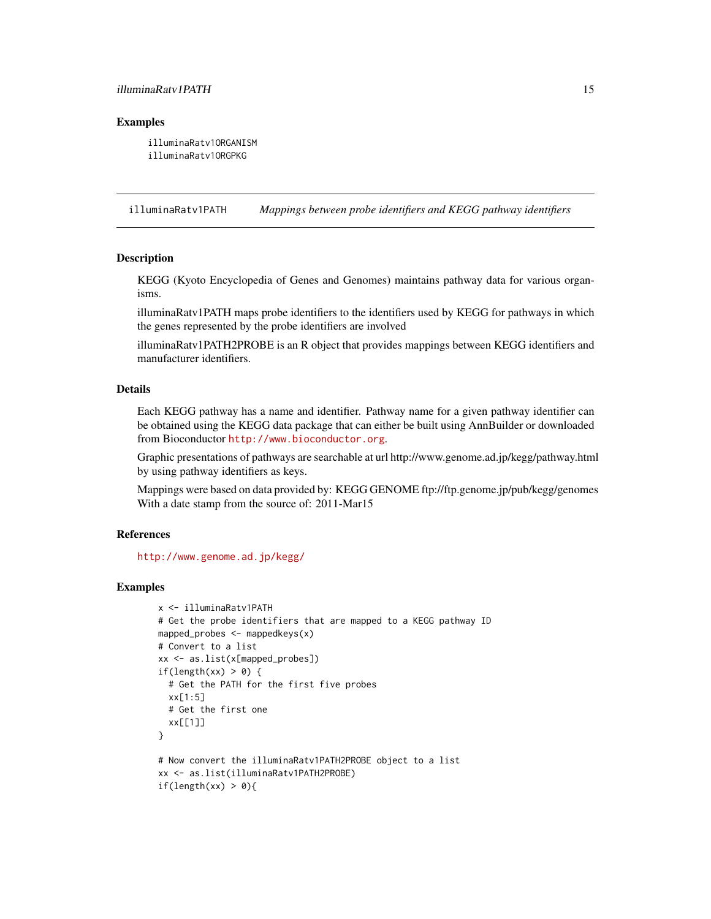### Examples

```
illuminaRatv1ORGANISM
illuminaRatv1ORGPKG
```

---

## illuminaRatv1PATH    *Mappings between probe identifiers and KEGG pathway identifiers*

---

### Description

KEGG (Kyoto Encyclopedia of Genes and Genomes) maintains pathway data for various organisms.

illuminaRatv1PATH maps probe identifiers to the identifiers used by KEGG for pathways in which the genes represented by the probe identifiers are involved

illuminaRatv1PATH2PROBE is an R object that provides mappings between KEGG identifiers and manufacturer identifiers.

### Details

Each KEGG pathway has a name and identifier. Pathway name for a given pathway identifier can be obtained using the KEGG data package that can either be built using AnnBuilder or downloaded from Bioconductor http://www.bioconductor.org.

Graphic presentations of pathways are searchable at url http://www.genome.ad.jp/kegg/pathway.html by using pathway identifiers as keys.

Mappings were based on data provided by: KEGG GENOME ftp://ftp.genome.jp/pub/kegg/genomes With a date stamp from the source of: 2011-Mar15

### References

http://www.genome.ad.jp/kegg/

### Examples

```
x <- illuminaRatv1PATH
# Get the probe identifiers that are mapped to a KEGG pathway ID
mapped_probes <- mappedkeys(x)
# Convert to a list
xx <- as.list(x[mapped_probes])
if(length(xx) > 0) {
  # Get the PATH for the first five probes
  xx[1:5]
  # Get the first one
  xx[[1]]
}

# Now convert the illuminaRatv1PATH2PROBE object to a list
xx <- as.list(illuminaRatv1PATH2PROBE)
if(length(xx) > 0){
```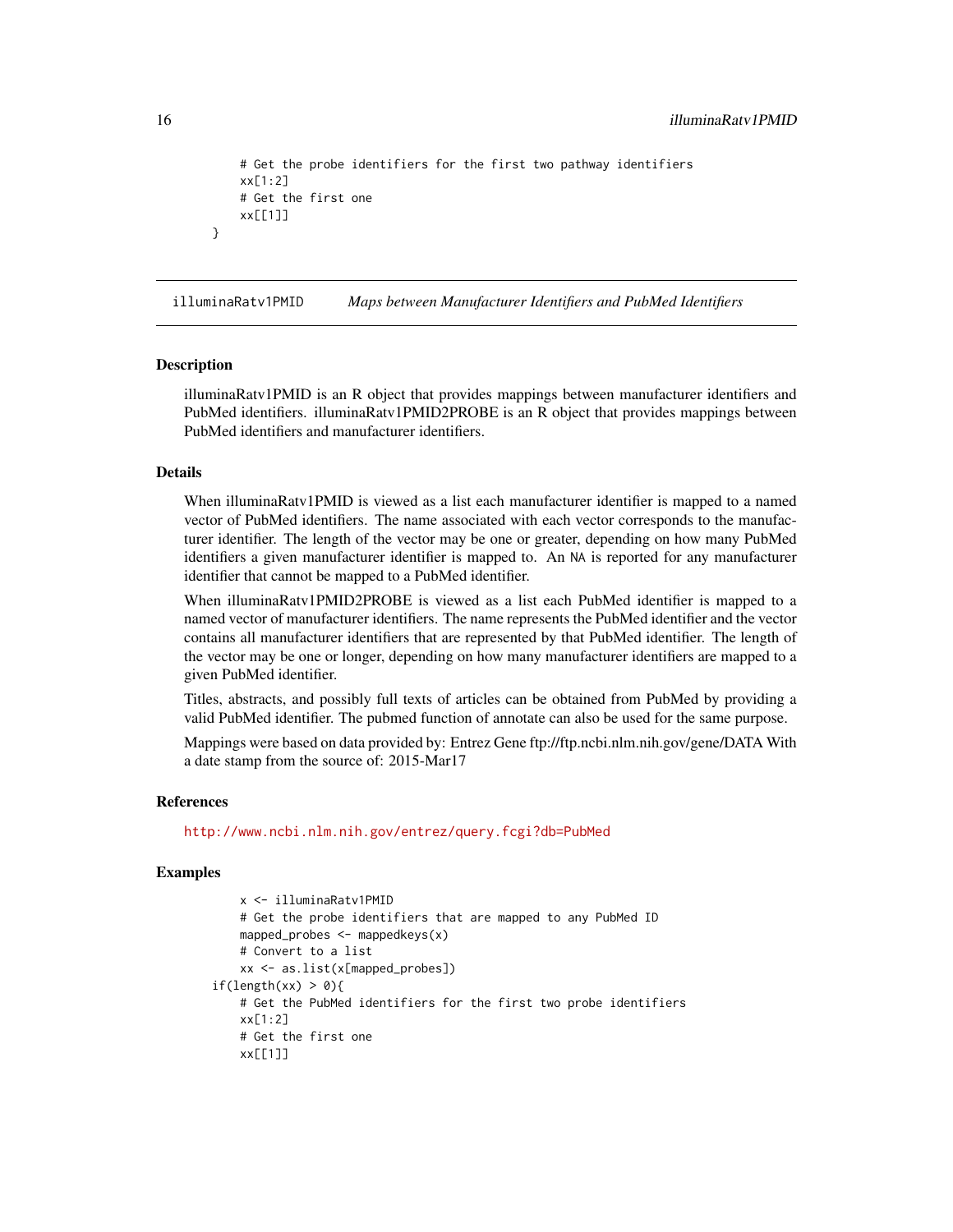```
    # Get the probe identifiers for the first two pathway identifiers
    xx[1:2]
    # Get the first one
    xx[[1]]
}
```

## illuminaRatv1PMID *Maps between Manufacturer Identifiers and PubMed Identifiers*

### Description

illuminaRatv1PMID is an R object that provides mappings between manufacturer identifiers and PubMed identifiers. illuminaRatv1PMID2PROBE is an R object that provides mappings between PubMed identifiers and manufacturer identifiers.

### Details

When illuminaRatv1PMID is viewed as a list each manufacturer identifier is mapped to a named vector of PubMed identifiers. The name associated with each vector corresponds to the manufacturer identifier. The length of the vector may be one or greater, depending on how many PubMed identifiers a given manufacturer identifier is mapped to. An NA is reported for any manufacturer identifier that cannot be mapped to a PubMed identifier.

When illuminaRatv1PMID2PROBE is viewed as a list each PubMed identifier is mapped to a named vector of manufacturer identifiers. The name represents the PubMed identifier and the vector contains all manufacturer identifiers that are represented by that PubMed identifier. The length of the vector may be one or longer, depending on how many manufacturer identifiers are mapped to a given PubMed identifier.

Titles, abstracts, and possibly full texts of articles can be obtained from PubMed by providing a valid PubMed identifier. The pubmed function of annotate can also be used for the same purpose.

Mappings were based on data provided by: Entrez Gene ftp://ftp.ncbi.nlm.nih.gov/gene/DATA With a date stamp from the source of: 2015-Mar17

### References

http://www.ncbi.nlm.nih.gov/entrez/query.fcgi?db=PubMed

### Examples

```
    x <- illuminaRatv1PMID
    # Get the probe identifiers that are mapped to any PubMed ID
    mapped_probes <- mappedkeys(x)
    # Convert to a list
    xx <- as.list(x[mapped_probes])
if(length(xx) > 0){
    # Get the PubMed identifiers for the first two probe identifiers
    xx[1:2]
    # Get the first one
    xx[[1]]
```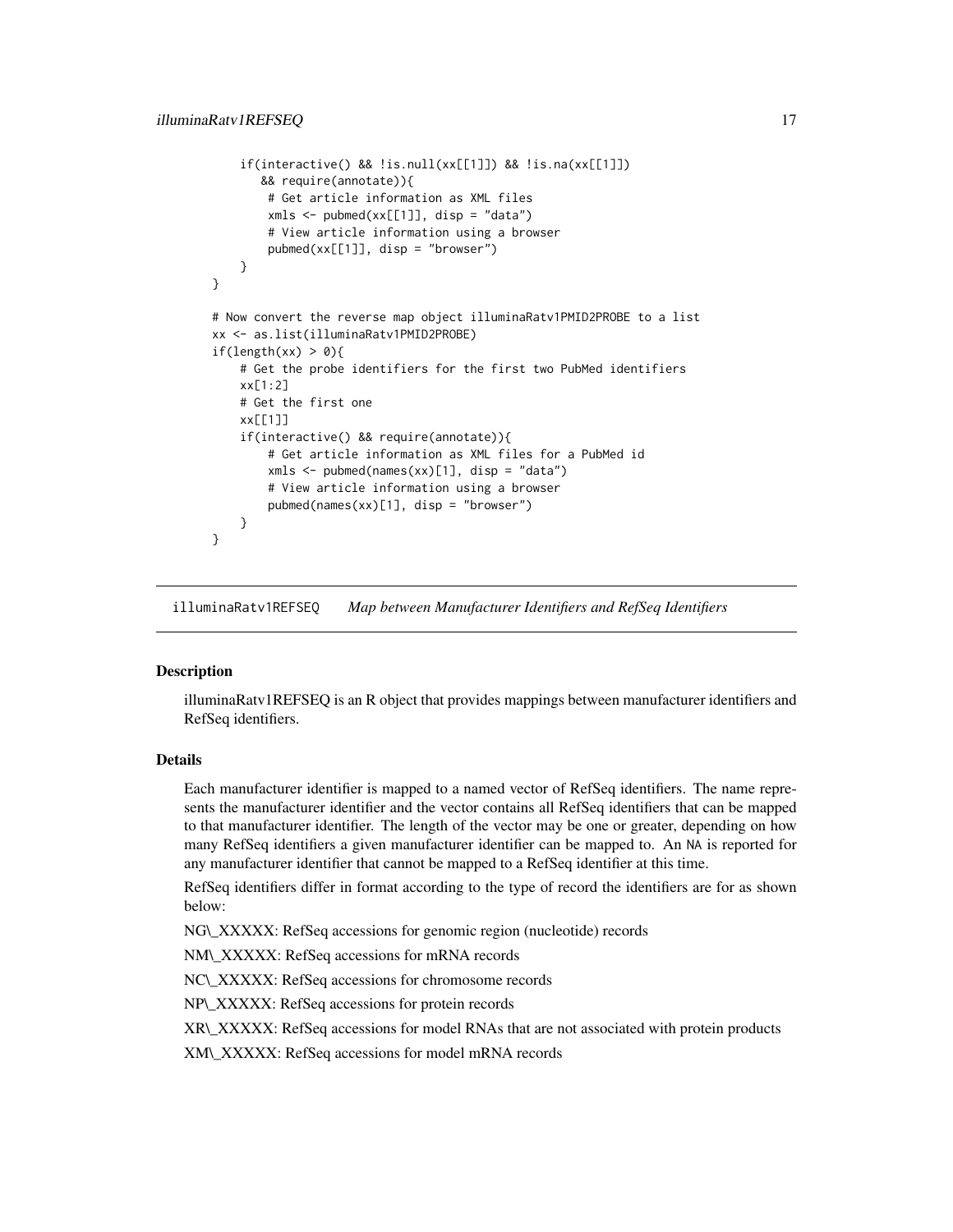```
    if(interactive() && !is.null(xx[[1]]) && !is.na(xx[[1]])
       && require(annotate)){
        # Get article information as XML files
        xmls <- pubmed(xx[[1]], disp = "data")
        # View article information using a browser
        pubmed(xx[[1]], disp = "browser")
    }
}

# Now convert the reverse map object illuminaRatv1PMID2PROBE to a list
xx <- as.list(illuminaRatv1PMID2PROBE)
if(length(xx) > 0){
    # Get the probe identifiers for the first two PubMed identifiers
    xx[1:2]
    # Get the first one
    xx[[1]]
    if(interactive() && require(annotate)){
        # Get article information as XML files for a PubMed id
        xmls <- pubmed(names(xx)[1], disp = "data")
        # View article information using a browser
        pubmed(names(xx)[1], disp = "browser")
    }
}
```

## illuminaRatv1REFSEQ *Map between Manufacturer Identifiers and RefSeq Identifiers*

### Description

illuminaRatv1REFSEQ is an R object that provides mappings between manufacturer identifiers and RefSeq identifiers.

### Details

Each manufacturer identifier is mapped to a named vector of RefSeq identifiers. The name represents the manufacturer identifier and the vector contains all RefSeq identifiers that can be mapped to that manufacturer identifier. The length of the vector may be one or greater, depending on how many RefSeq identifiers a given manufacturer identifier can be mapped to. An NA is reported for any manufacturer identifier that cannot be mapped to a RefSeq identifier at this time.

RefSeq identifiers differ in format according to the type of record the identifiers are for as shown below:

NG_XXXXX: RefSeq accessions for genomic region (nucleotide) records

NM_XXXXX: RefSeq accessions for mRNA records

NC_XXXXX: RefSeq accessions for chromosome records

NP_XXXXX: RefSeq accessions for protein records

XR_XXXXX: RefSeq accessions for model RNAs that are not associated with protein products

XM_XXXXX: RefSeq accessions for model mRNA records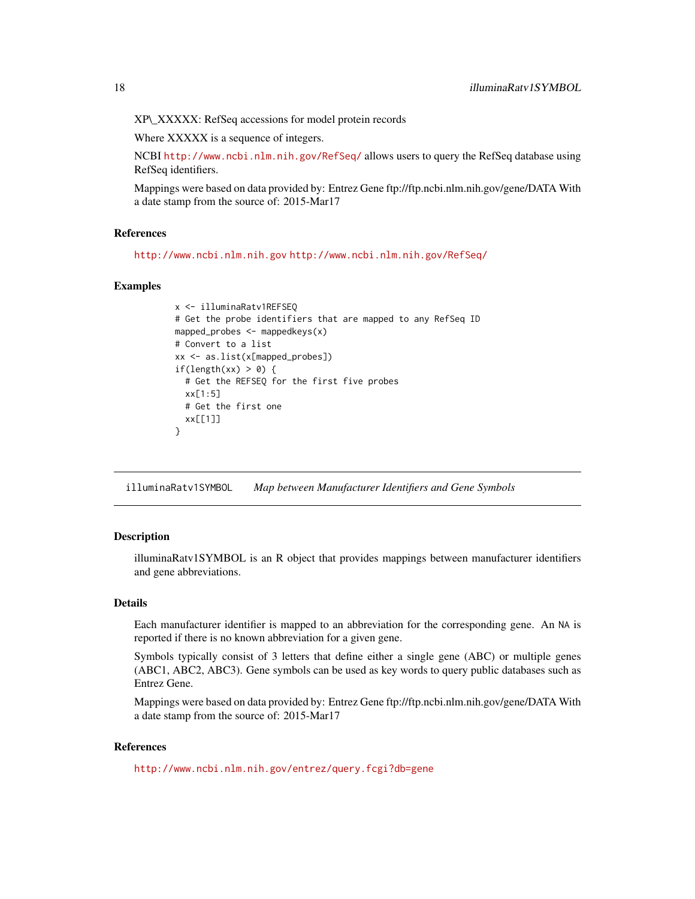XP\_XXXXX: RefSeq accessions for model protein records

Where XXXXX is a sequence of integers.

NCBI http://www.ncbi.nlm.nih.gov/RefSeq/ allows users to query the RefSeq database using RefSeq identifiers.

Mappings were based on data provided by: Entrez Gene ftp://ftp.ncbi.nlm.nih.gov/gene/DATA With a date stamp from the source of: 2015-Mar17

### References

http://www.ncbi.nlm.nih.gov http://www.ncbi.nlm.nih.gov/RefSeq/

### Examples

```
x <- illuminaRatv1REFSEQ
# Get the probe identifiers that are mapped to any RefSeq ID
mapped_probes <- mappedkeys(x)
# Convert to a list
xx <- as.list(x[mapped_probes])
if(length(xx) > 0) {
  # Get the REFSEQ for the first five probes
  xx[1:5]
  # Get the first one
  xx[[1]]
}
```

---

## illuminaRatv1SYMBOL    *Map between Manufacturer Identifiers and Gene Symbols*

---

### Description

illuminaRatv1SYMBOL is an R object that provides mappings between manufacturer identifiers and gene abbreviations.

### Details

Each manufacturer identifier is mapped to an abbreviation for the corresponding gene. An NA is reported if there is no known abbreviation for a given gene.

Symbols typically consist of 3 letters that define either a single gene (ABC) or multiple genes (ABC1, ABC2, ABC3). Gene symbols can be used as key words to query public databases such as Entrez Gene.

Mappings were based on data provided by: Entrez Gene ftp://ftp.ncbi.nlm.nih.gov/gene/DATA With a date stamp from the source of: 2015-Mar17

### References

http://www.ncbi.nlm.nih.gov/entrez/query.fcgi?db=gene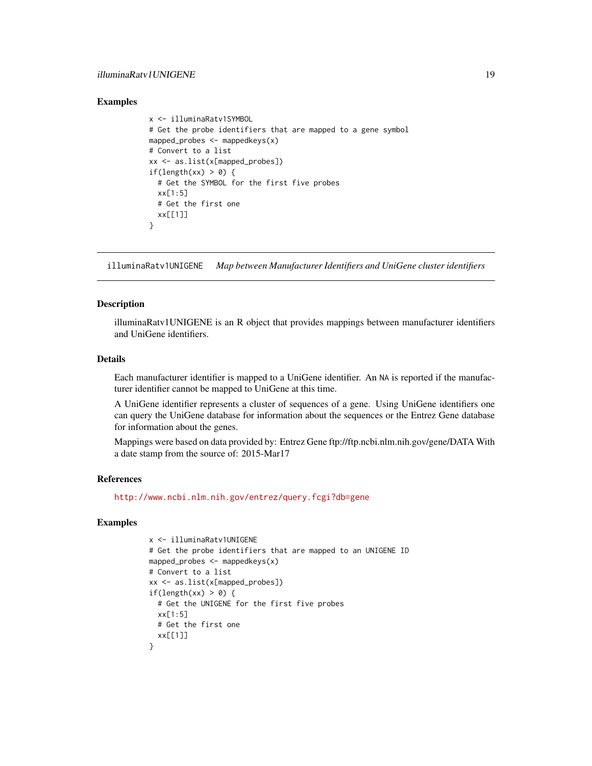## Examples

```
x <- illuminaRatv1SYMBOL
# Get the probe identifiers that are mapped to a gene symbol
mapped_probes <- mappedkeys(x)
# Convert to a list
xx <- as.list(x[mapped_probes])
if(length(xx) > 0) {
  # Get the SYMBOL for the first five probes
  xx[1:5]
  # Get the first one
  xx[[1]]
}
```

---

# illuminaRatv1UNIGENE *Map between Manufacturer Identifiers and UniGene cluster identifiers*

---

## Description

illuminaRatv1UNIGENE is an R object that provides mappings between manufacturer identifiers and UniGene identifiers.

## Details

Each manufacturer identifier is mapped to a UniGene identifier. An NA is reported if the manufacturer identifier cannot be mapped to UniGene at this time.

A UniGene identifier represents a cluster of sequences of a gene. Using UniGene identifiers one can query the UniGene database for information about the sequences or the Entrez Gene database for information about the genes.

Mappings were based on data provided by: Entrez Gene ftp://ftp.ncbi.nlm.nih.gov/gene/DATA With a date stamp from the source of: 2015-Mar17

## References

http://www.ncbi.nlm.nih.gov/entrez/query.fcgi?db=gene

## Examples

```
x <- illuminaRatv1UNIGENE
# Get the probe identifiers that are mapped to an UNIGENE ID
mapped_probes <- mappedkeys(x)
# Convert to a list
xx <- as.list(x[mapped_probes])
if(length(xx) > 0) {
  # Get the UNIGENE for the first five probes
  xx[1:5]
  # Get the first one
  xx[[1]]
}
```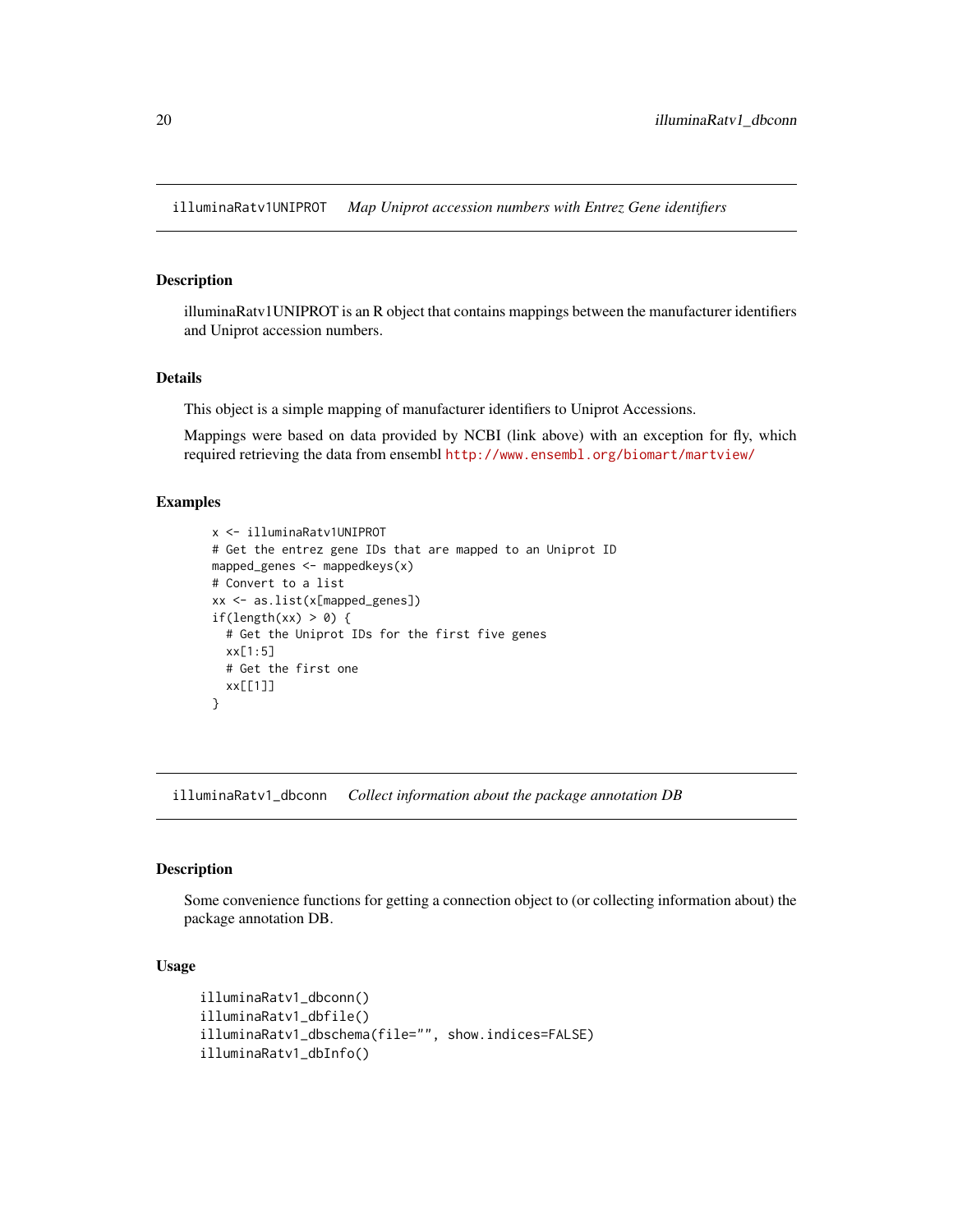## illuminaRatv1UNIPROT — *Map Uniprot accession numbers with Entrez Gene identifiers*

### Description

illuminaRatv1UNIPROT is an R object that contains mappings between the manufacturer identifiers and Uniprot accession numbers.

### Details

This object is a simple mapping of manufacturer identifiers to Uniprot Accessions.

Mappings were based on data provided by NCBI (link above) with an exception for fly, which required retrieving the data from ensembl http://www.ensembl.org/biomart/martview/

### Examples

```
x <- illuminaRatv1UNIPROT
# Get the entrez gene IDs that are mapped to an Uniprot ID
mapped_genes <- mappedkeys(x)
# Convert to a list
xx <- as.list(x[mapped_genes])
if(length(xx) > 0) {
  # Get the Uniprot IDs for the first five genes
  xx[1:5]
  # Get the first one
  xx[[1]]
}
```

## illuminaRatv1_dbconn — *Collect information about the package annotation DB*

### Description

Some convenience functions for getting a connection object to (or collecting information about) the package annotation DB.

### Usage

```
illuminaRatv1_dbconn()
illuminaRatv1_dbfile()
illuminaRatv1_dbschema(file="", show.indices=FALSE)
illuminaRatv1_dbInfo()
```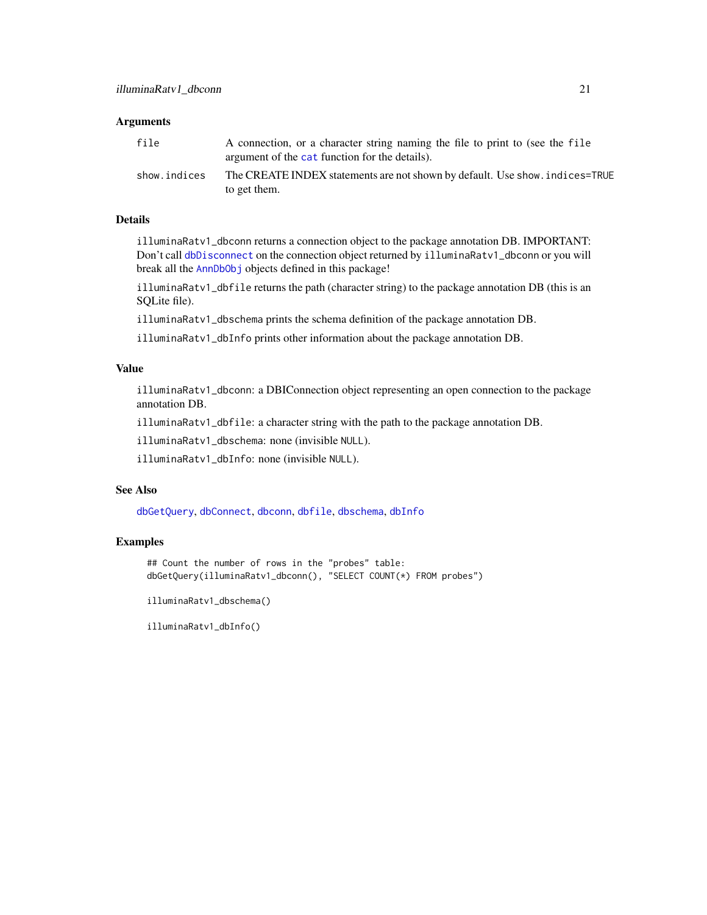## Arguments

| | |
|---|---|
| `file` | A connection, or a character string naming the file to print to (see the `file` argument of the `cat` function for the details). |
| `show.indices` | The CREATE INDEX statements are not shown by default. Use `show.indices=TRUE` to get them. |

## Details

`illuminaRatv1_dbconn` returns a connection object to the package annotation DB. IMPORTANT: Don't call `dbDisconnect` on the connection object returned by `illuminaRatv1_dbconn` or you will break all the `AnnDbObj` objects defined in this package!

`illuminaRatv1_dbfile` returns the path (character string) to the package annotation DB (this is an SQLite file).

`illuminaRatv1_dbschema` prints the schema definition of the package annotation DB.

`illuminaRatv1_dbInfo` prints other information about the package annotation DB.

## Value

`illuminaRatv1_dbconn`: a DBIConnection object representing an open connection to the package annotation DB.

`illuminaRatv1_dbfile`: a character string with the path to the package annotation DB.

`illuminaRatv1_dbschema`: none (invisible `NULL`).

`illuminaRatv1_dbInfo`: none (invisible `NULL`).

## See Also

`dbGetQuery`, `dbConnect`, `dbconn`, `dbfile`, `dbschema`, `dbInfo`

## Examples

```
## Count the number of rows in the "probes" table:
dbGetQuery(illuminaRatv1_dbconn(), "SELECT COUNT(*) FROM probes")

illuminaRatv1_dbschema()

illuminaRatv1_dbInfo()
```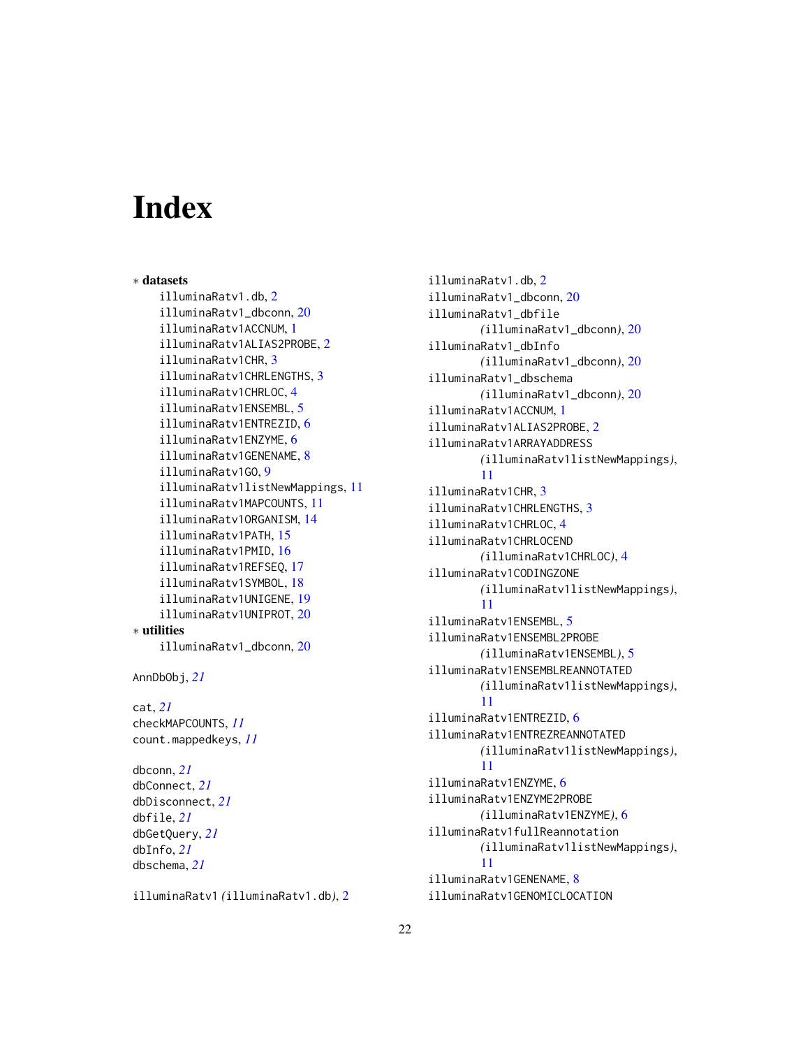# Index

* **datasets**
    - illuminaRatv1.db, 2
    - illuminaRatv1_dbconn, 20
    - illuminaRatv1ACCNUM, 1
    - illuminaRatv1ALIAS2PROBE, 2
    - illuminaRatv1CHR, 3
    - illuminaRatv1CHRLENGTHS, 3
    - illuminaRatv1CHRLOC, 4
    - illuminaRatv1ENSEMBL, 5
    - illuminaRatv1ENTREZID, 6
    - illuminaRatv1ENZYME, 6
    - illuminaRatv1GENENAME, 8
    - illuminaRatv1GO, 9
    - illuminaRatv1listNewMappings, 11
    - illuminaRatv1MAPCOUNTS, 11
    - illuminaRatv1ORGANISM, 14
    - illuminaRatv1PATH, 15
    - illuminaRatv1PMID, 16
    - illuminaRatv1REFSEQ, 17
    - illuminaRatv1SYMBOL, 18
    - illuminaRatv1UNIGENE, 19
    - illuminaRatv1UNIPROT, 20

* **utilities**
    - illuminaRatv1_dbconn, 20

AnnDbObj, *21*

cat, *21*
checkMAPCOUNTS, *11*
count.mappedkeys, *11*

dbconn, *21*
dbConnect, *21*
dbDisconnect, *21*
dbfile, *21*
dbGetQuery, *21*
dbInfo, *21*
dbschema, *21*

illuminaRatv1 *(*illuminaRatv1.db*)*, 2
illuminaRatv1.db, 2
illuminaRatv1_dbconn, 20
illuminaRatv1_dbfile *(*illuminaRatv1_dbconn*)*, 20
illuminaRatv1_dbInfo *(*illuminaRatv1_dbconn*)*, 20
illuminaRatv1_dbschema *(*illuminaRatv1_dbconn*)*, 20
illuminaRatv1ACCNUM, 1
illuminaRatv1ALIAS2PROBE, 2
illuminaRatv1ARRAYADDRESS *(*illuminaRatv1listNewMappings*)*, 11
illuminaRatv1CHR, 3
illuminaRatv1CHRLENGTHS, 3
illuminaRatv1CHRLOC, 4
illuminaRatv1CHRLOCEND *(*illuminaRatv1CHRLOC*)*, 4
illuminaRatv1CODINGZONE *(*illuminaRatv1listNewMappings*)*, 11
illuminaRatv1ENSEMBL, 5
illuminaRatv1ENSEMBL2PROBE *(*illuminaRatv1ENSEMBL*)*, 5
illuminaRatv1ENSEMBLREANNOTATED *(*illuminaRatv1listNewMappings*)*, 11
illuminaRatv1ENTREZID, 6
illuminaRatv1ENTREZREANNOTATED *(*illuminaRatv1listNewMappings*)*, 11
illuminaRatv1ENZYME, 6
illuminaRatv1ENZYME2PROBE *(*illuminaRatv1ENZYME*)*, 6
illuminaRatv1fullReannotation *(*illuminaRatv1listNewMappings*)*, 11
illuminaRatv1GENENAME, 8
illuminaRatv1GENOMICLOCATION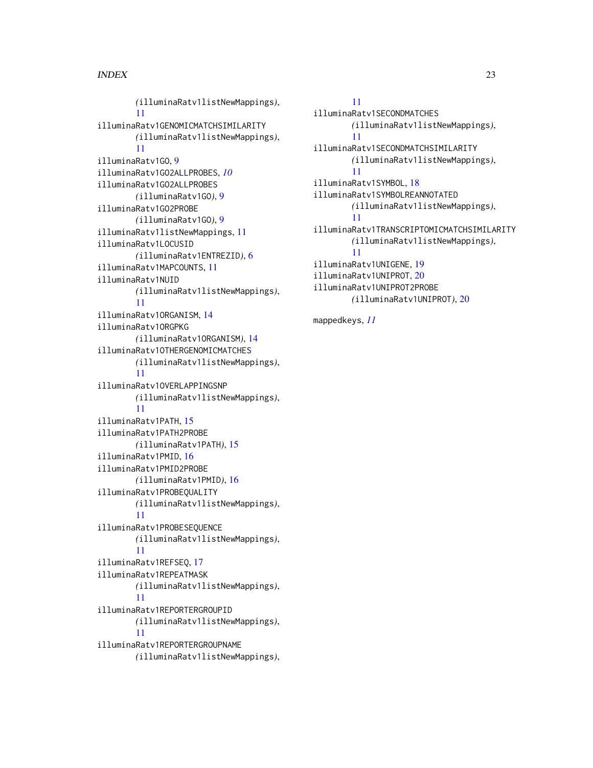*(*illuminaRatv1listNewMappings*)*, 11
illuminaRatv1GENOMICMATCHSIMILARITY *(*illuminaRatv1listNewMappings*)*, 11
illuminaRatv1GO, 9
illuminaRatv1GO2ALLPROBES, *10*
illuminaRatv1GO2ALLPROBES *(*illuminaRatv1GO*)*, 9
illuminaRatv1GO2PROBE *(*illuminaRatv1GO*)*, 9
illuminaRatv1listNewMappings, 11
illuminaRatv1LOCUSID *(*illuminaRatv1ENTREZID*)*, 6
illuminaRatv1MAPCOUNTS, 11
illuminaRatv1NUID *(*illuminaRatv1listNewMappings*)*, 11
illuminaRatv1ORGANISM, 14
illuminaRatv1ORGPKG *(*illuminaRatv1ORGANISM*)*, 14
illuminaRatv1OTHERGENOMICMATCHES *(*illuminaRatv1listNewMappings*)*, 11
illuminaRatv1OVERLAPPINGSNP *(*illuminaRatv1listNewMappings*)*, 11
illuminaRatv1PATH, 15
illuminaRatv1PATH2PROBE *(*illuminaRatv1PATH*)*, 15
illuminaRatv1PMID, 16
illuminaRatv1PMID2PROBE *(*illuminaRatv1PMID*)*, 16
illuminaRatv1PROBEQUALITY *(*illuminaRatv1listNewMappings*)*, 11
illuminaRatv1PROBESEQUENCE *(*illuminaRatv1listNewMappings*)*, 11
illuminaRatv1REFSEQ, 17
illuminaRatv1REPEATMASK *(*illuminaRatv1listNewMappings*)*, 11
illuminaRatv1REPORTERGROUPID *(*illuminaRatv1listNewMappings*)*, 11
illuminaRatv1REPORTERGROUPNAME *(*illuminaRatv1listNewMappings*)*, 11
illuminaRatv1SECONDMATCHES *(*illuminaRatv1listNewMappings*)*, 11
illuminaRatv1SECONDMATCHSIMILARITY *(*illuminaRatv1listNewMappings*)*, 11
illuminaRatv1SYMBOL, 18
illuminaRatv1SYMBOLREANNOTATED *(*illuminaRatv1listNewMappings*)*, 11
illuminaRatv1TRANSCRIPTOMICMATCHSIMILARITY *(*illuminaRatv1listNewMappings*)*, 11
illuminaRatv1UNIGENE, 19
illuminaRatv1UNIPROT, 20
illuminaRatv1UNIPROT2PROBE *(*illuminaRatv1UNIPROT*)*, 20

mappedkeys, *11*